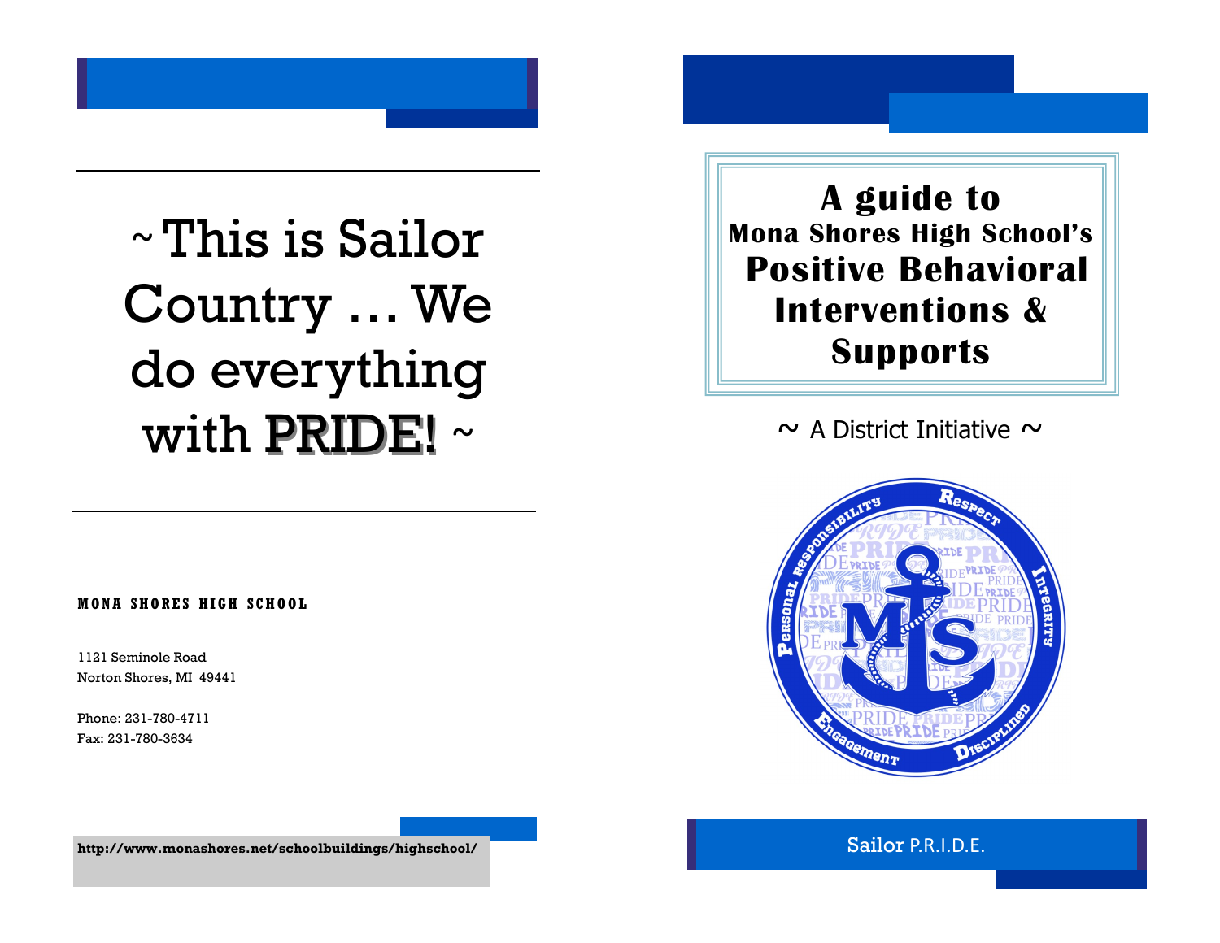~ This is Sailor Country … We do everything with PRIDE! ~

**MONA SHORES HIGH SCHOOL**

1121 Seminole Road
Norton Shores, MI 49441

Phone: 231-780-4711
Fax: 231-780-3634

**http://www.monashores.net/schoolbuildings/highschool/**

# A guide to Mona Shores High School's Positive Behavioral Interventions & Supports

~ A District Initiative ~

Sailor P.R.I.D.E.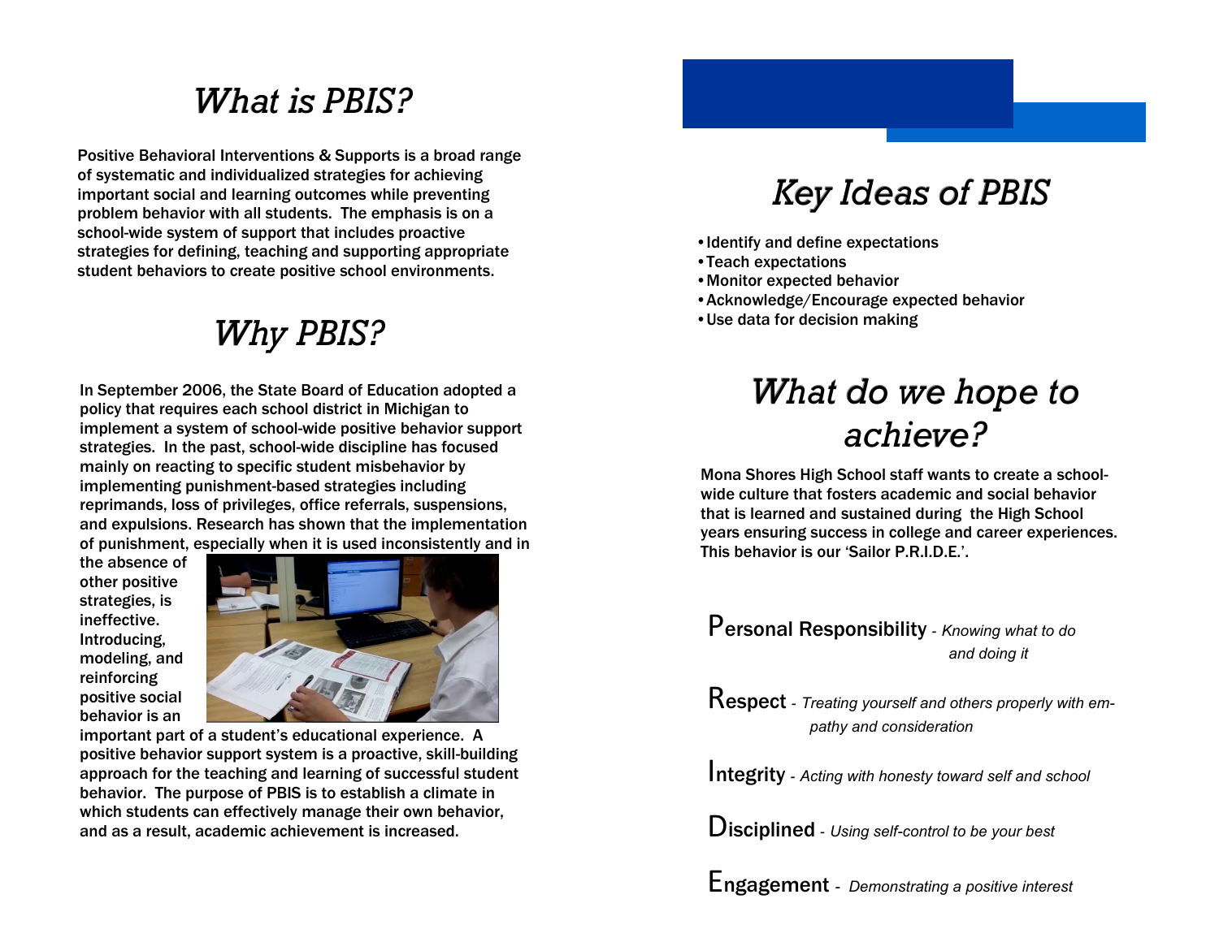## What is PBIS?

Positive Behavioral Interventions & Supports is a broad range of systematic and individualized strategies for achieving important social and learning outcomes while preventing problem behavior with all students. The emphasis is on a school-wide system of support that includes proactive strategies for defining, teaching and supporting appropriate student behaviors to create positive school environments.

## Why PBIS?

In September 2006, the State Board of Education adopted a policy that requires each school district in Michigan to implement a system of school-wide positive behavior support strategies. In the past, school-wide discipline has focused mainly on reacting to specific student misbehavior by implementing punishment-based strategies including reprimands, loss of privileges, office referrals, suspensions, and expulsions. Research has shown that the implementation of punishment, especially when it is used inconsistently and in the absence of other positive strategies, is ineffective. Introducing, modeling, and reinforcing positive social behavior is an important part of a student's educational experience. A positive behavior support system is a proactive, skill-building approach for the teaching and learning of successful student behavior. The purpose of PBIS is to establish a climate in which students can effectively manage their own behavior, and as a result, academic achievement is increased.

## Key Ideas of PBIS

- Identify and define expectations
- Teach expectations
- Monitor expected behavior
- Acknowledge/Encourage expected behavior
- Use data for decision making

## What do we hope to achieve?

Mona Shores High School staff wants to create a school-wide culture that fosters academic and social behavior that is learned and sustained during the High School years ensuring success in college and career experiences. This behavior is our 'Sailor P.R.I.D.E.'.

**Personal Responsibility** - *Knowing what to do and doing it*

**Respect** - *Treating yourself and others properly with empathy and consideration*

**Integrity** - *Acting with honesty toward self and school*

**Disciplined** - *Using self-control to be your best*

**Engagement** - *Demonstrating a positive interest*